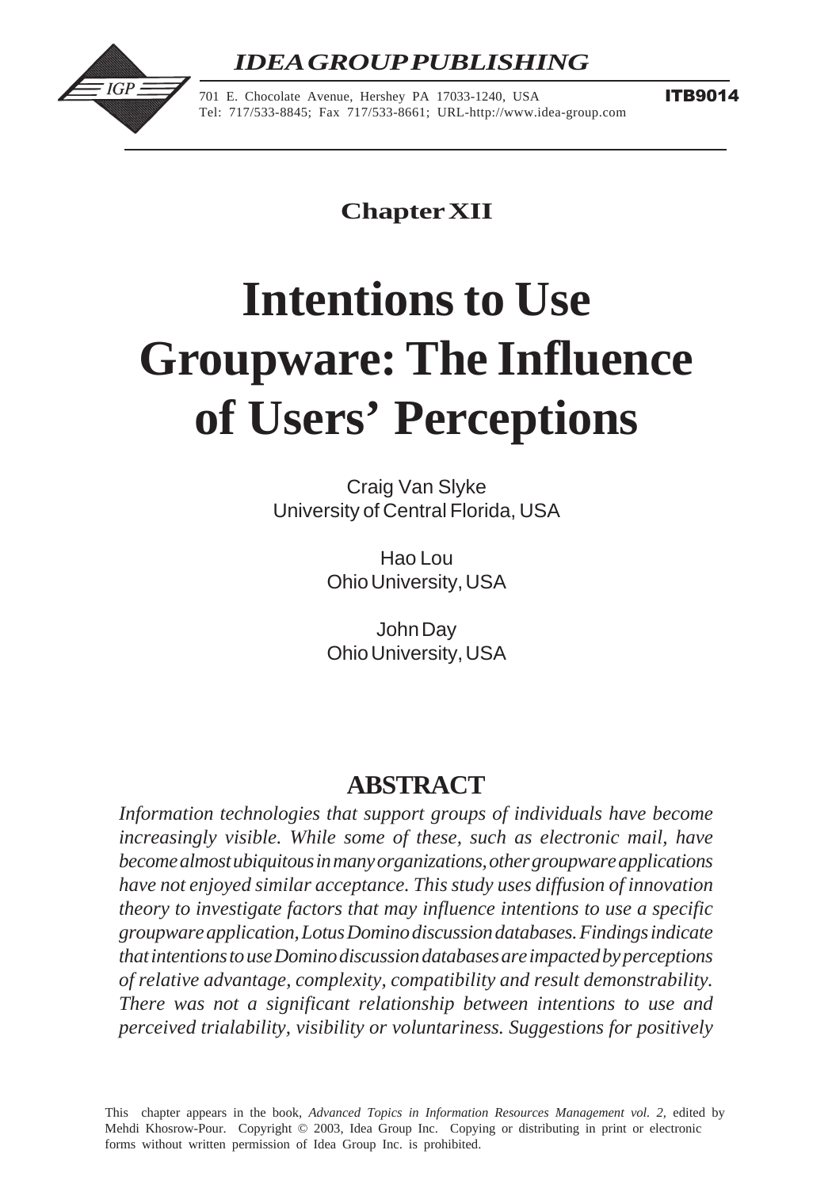# IDEA GROUP PUBLISHING

701 E. Chocolate Avenue, Hershey PA 17033-1240, USA
Tel: 717/533-8845; Fax 717/533-8661; URL-http://www.idea-group.com

**ITB9014**

## Chapter XII

# Intentions to Use Groupware: The Influence of Users' Perceptions

Craig Van Slyke
University of Central Florida, USA

Hao Lou
Ohio University, USA

John Day
Ohio University, USA

## ABSTRACT

*Information technologies that support groups of individuals have become increasingly visible. While some of these, such as electronic mail, have become almost ubiquitous in many organizations, other groupware applications have not enjoyed similar acceptance. This study uses diffusion of innovation theory to investigate factors that may influence intentions to use a specific groupware application, Lotus Domino discussion databases. Findings indicate that intentions to use Domino discussion databases are impacted by perceptions of relative advantage, complexity, compatibility and result demonstrability. There was not a significant relationship between intentions to use and perceived trialability, visibility or voluntariness. Suggestions for positively*

This chapter appears in the book, *Advanced Topics in Information Resources Management vol. 2*, edited by Mehdi Khosrow-Pour. Copyright © 2003, Idea Group Inc. Copying or distributing in print or electronic forms without written permission of Idea Group Inc. is prohibited.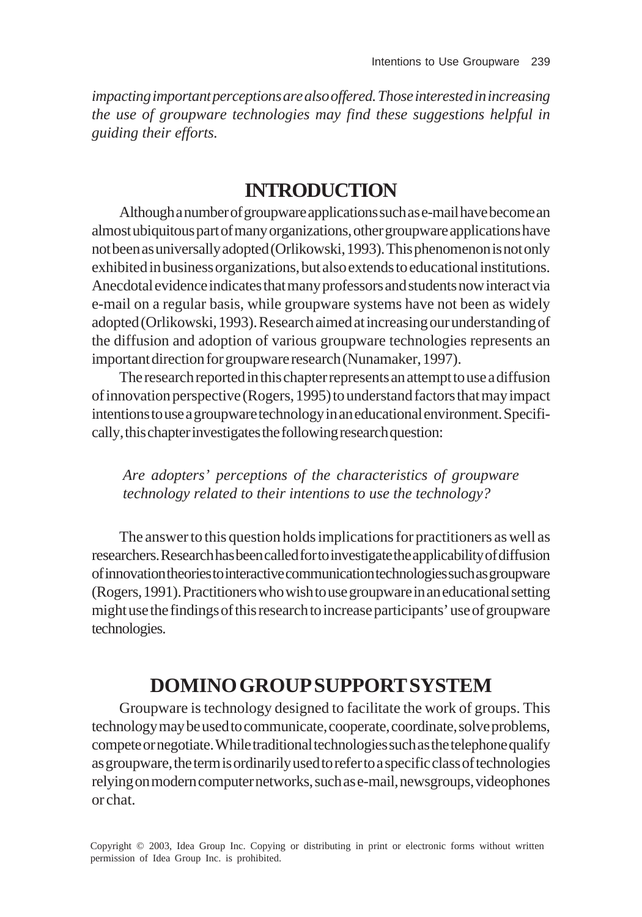*impacting important perceptions are also offered. Those interested in increasing the use of groupware technologies may find these suggestions helpful in guiding their efforts.*

## INTRODUCTION

Although a number of groupware applications such as e-mail have become an almost ubiquitous part of many organizations, other groupware applications have not been as universally adopted (Orlikowski, 1993). This phenomenon is not only exhibited in business organizations, but also extends to educational institutions. Anecdotal evidence indicates that many professors and students now interact via e-mail on a regular basis, while groupware systems have not been as widely adopted (Orlikowski, 1993). Research aimed at increasing our understanding of the diffusion and adoption of various groupware technologies represents an important direction for groupware research (Nunamaker, 1997).

The research reported in this chapter represents an attempt to use a diffusion of innovation perspective (Rogers, 1995) to understand factors that may impact intentions to use a groupware technology in an educational environment. Specifically, this chapter investigates the following research question:

> *Are adopters' perceptions of the characteristics of groupware technology related to their intentions to use the technology?*

The answer to this question holds implications for practitioners as well as researchers. Research has been called for to investigate the applicability of diffusion of innovation theories to interactive communication technologies such as groupware (Rogers, 1991). Practitioners who wish to use groupware in an educational setting might use the findings of this research to increase participants' use of groupware technologies.

## DOMINO GROUP SUPPORT SYSTEM

Groupware is technology designed to facilitate the work of groups. This technology may be used to communicate, cooperate, coordinate, solve problems, compete or negotiate. While traditional technologies such as the telephone qualify as groupware, the term is ordinarily used to refer to a specific class of technologies relying on modern computer networks, such as e-mail, newsgroups, videophones or chat.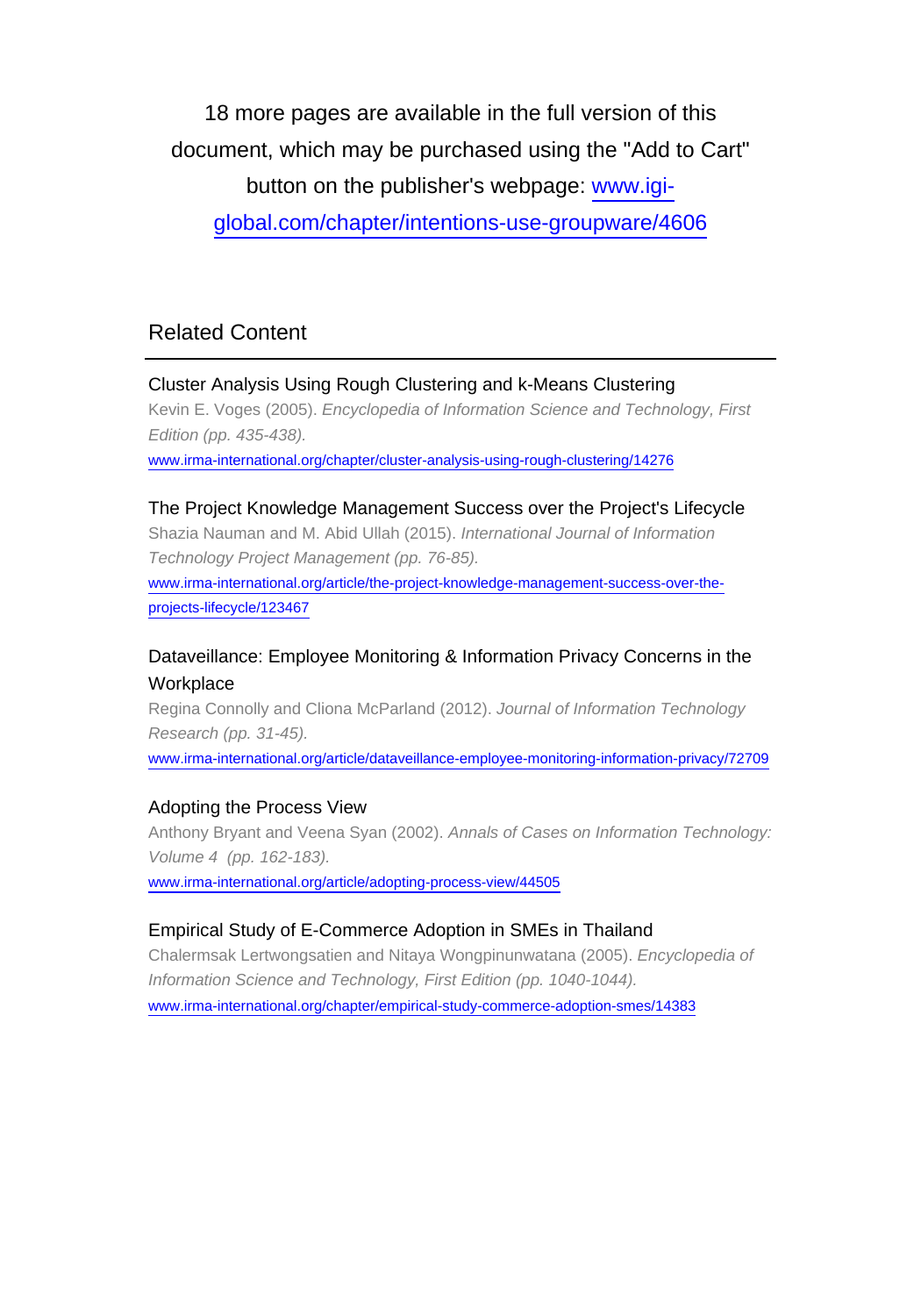18 more pages are available in the full version of this document, which may be purchased using the "Add to Cart" button on the publisher's webpage: [www.igi-global.com/chapter/intentions-use-groupware/4606](www.igi-global.com/chapter/intentions-use-groupware/4606)

## Related Content

**Cluster Analysis Using Rough Clustering and k-Means Clustering**
Kevin E. Voges (2005). *Encyclopedia of Information Science and Technology, First Edition (pp. 435-438).*
[www.irma-international.org/chapter/cluster-analysis-using-rough-clustering/14276](www.irma-international.org/chapter/cluster-analysis-using-rough-clustering/14276)

**The Project Knowledge Management Success over the Project's Lifecycle**
Shazia Nauman and M. Abid Ullah (2015). *International Journal of Information Technology Project Management (pp. 76-85).*
[www.irma-international.org/article/the-project-knowledge-management-success-over-the-projects-lifecycle/123467](www.irma-international.org/article/the-project-knowledge-management-success-over-the-projects-lifecycle/123467)

**Dataveillance: Employee Monitoring & Information Privacy Concerns in the Workplace**
Regina Connolly and Cliona McParland (2012). *Journal of Information Technology Research (pp. 31-45).*
[www.irma-international.org/article/dataveillance-employee-monitoring-information-privacy/72709](www.irma-international.org/article/dataveillance-employee-monitoring-information-privacy/72709)

**Adopting the Process View**
Anthony Bryant and Veena Syan (2002). *Annals of Cases on Information Technology: Volume 4 (pp. 162-183).*
[www.irma-international.org/article/adopting-process-view/44505](www.irma-international.org/article/adopting-process-view/44505)

**Empirical Study of E-Commerce Adoption in SMEs in Thailand**
Chalermsak Lertwongsatien and Nitaya Wongpinunwatana (2005). *Encyclopedia of Information Science and Technology, First Edition (pp. 1040-1044).*
[www.irma-international.org/chapter/empirical-study-commerce-adoption-smes/14383](www.irma-international.org/chapter/empirical-study-commerce-adoption-smes/14383)